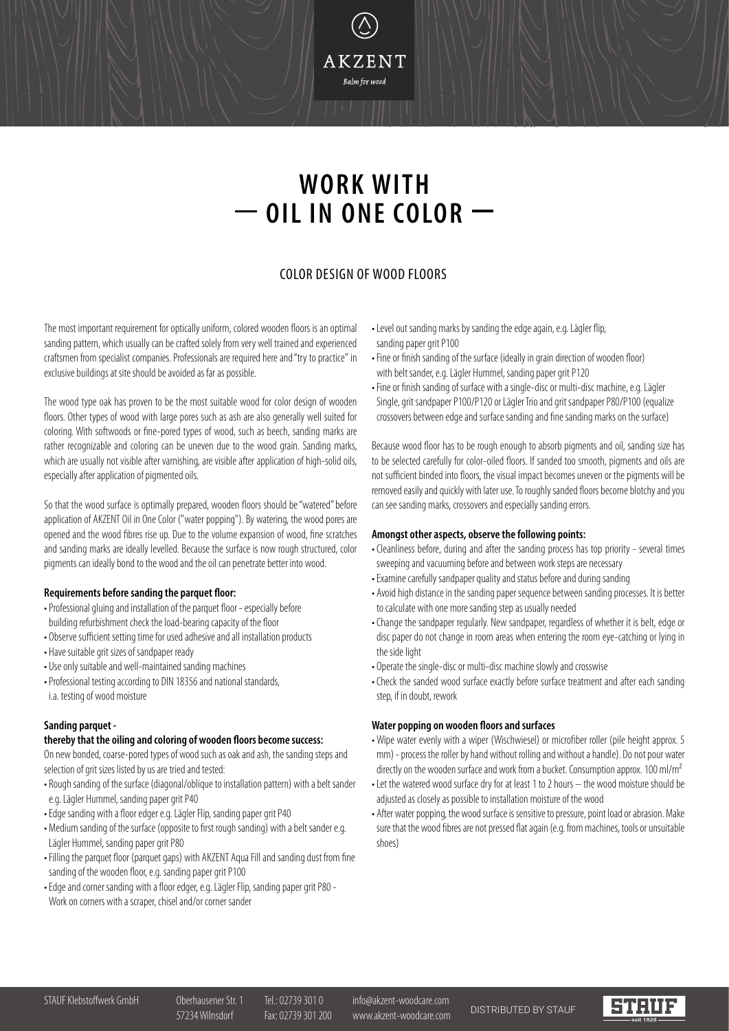# WORK WITH — OIL IN ONE COLOR —

## COLOR DESIGN OF WOOD FLOORS

The most important requirement for optically uniform, colored wooden floors is an optimal sanding pattern, which usually can be crafted solely from very well trained and experienced craftsmen from specialist companies. Professionals are required here and "try to practice" in exclusive buildings at site should be avoided as far as possible.

The wood type oak has proven to be the most suitable wood for color design of wooden floors. Other types of wood with large pores such as ash are also generally well suited for coloring. With softwoods or fine-pored types of wood, such as beech, sanding marks are rather recognizable and coloring can be uneven due to the wood grain. Sanding marks, which are usually not visible after varnishing, are visible after application of high-solid oils, especially after application of pigmented oils.

So that the wood surface is optimally prepared, wooden floors should be "watered" before application of AKZENT Oil in One Color ("water popping"). By watering, the wood pores are opened and the wood fibres rise up. Due to the volume expansion of wood, fine scratches and sanding marks are ideally levelled. Because the surface is now rough structured, color pigments can ideally bond to the wood and the oil can penetrate better into wood.

**Requirements before sanding the parquet floor:**

- Professional gluing and installation of the parquet floor - especially before building refurbishment check the load-bearing capacity of the floor
- Observe sufficient setting time for used adhesive and all installation products
- Have suitable grit sizes of sandpaper ready
- Use only suitable and well-maintained sanding machines
- Professional testing according to DIN 18356 and national standards, i.a. testing of wood moisture

**Sanding parquet - thereby that the oiling and coloring of wooden floors become success:**

On new bonded, coarse-pored types of wood such as oak and ash, the sanding steps and selection of grit sizes listed by us are tried and tested:

- Rough sanding of the surface (diagonal/oblique to installation pattern) with a belt sander e.g. Lägler Hummel, sanding paper grit P40
- Edge sanding with a floor edger e.g. Lägler Flip, sanding paper grit P40
- Medium sanding of the surface (opposite to first rough sanding) with a belt sander e.g. Lägler Hummel, sanding paper grit P80
- Filling the parquet floor (parquet gaps) with AKZENT Aqua Fill and sanding dust from fine sanding of the wooden floor, e.g. sanding paper grit P100
- Edge and corner sanding with a floor edger, e.g. Lägler Flip, sanding paper grit P80 - Work on corners with a scraper, chisel and/or corner sander
- Level out sanding marks by sanding the edge again, e.g. Lägler flip, sanding paper grit P100
- Fine or finish sanding of the surface (ideally in grain direction of wooden floor) with belt sander, e.g. Lägler Hummel, sanding paper grit P120
- Fine or finish sanding of surface with a single-disc or multi-disc machine, e.g. Lägler Single, grit sandpaper P100/P120 or Lägler Trio and grit sandpaper P80/P100 (equalize crossovers between edge and surface sanding and fine sanding marks on the surface)

Because wood floor has to be rough enough to absorb pigments and oil, sanding size has to be selected carefully for color-oiled floors. If sanded too smooth, pigments and oils are not sufficient binded into floors, the visual impact becomes uneven or the pigments will be removed easily and quickly with later use. To roughly sanded floors become blotchy and you can see sanding marks, crossovers and especially sanding errors.

**Amongst other aspects, observe the following points:**

- Cleanliness before, during and after the sanding process has top priority - several times sweeping and vacuuming before and between work steps are necessary
- Examine carefully sandpaper quality and status before and during sanding
- Avoid high distance in the sanding paper sequence between sanding processes. It is better to calculate with one more sanding step as usually needed
- Change the sandpaper regularly. New sandpaper, regardless of whether it is belt, edge or disc paper do not change in room areas when entering the room eye-catching or lying in the side light
- Operate the single-disc or multi-disc machine slowly and crosswise
- Check the sanded wood surface exactly before surface treatment and after each sanding step, if in doubt, rework

**Water popping on wooden floors and surfaces**

- Wipe water evenly with a wiper (Wischwiesel) or microfiber roller (pile height approx. 5 mm) - process the roller by hand without rolling and without a handle). Do not pour water directly on the wooden surface and work from a bucket. Consumption approx. 100 ml/m²
- Let the watered wood surface dry for at least 1 to 2 hours – the wood moisture should be adjusted as closely as possible to installation moisture of the wood
- After water popping, the wood surface is sensitive to pressure, point load or abrasion. Make sure that the wood fibres are not pressed flat again (e.g. from machines, tools or unsuitable shoes)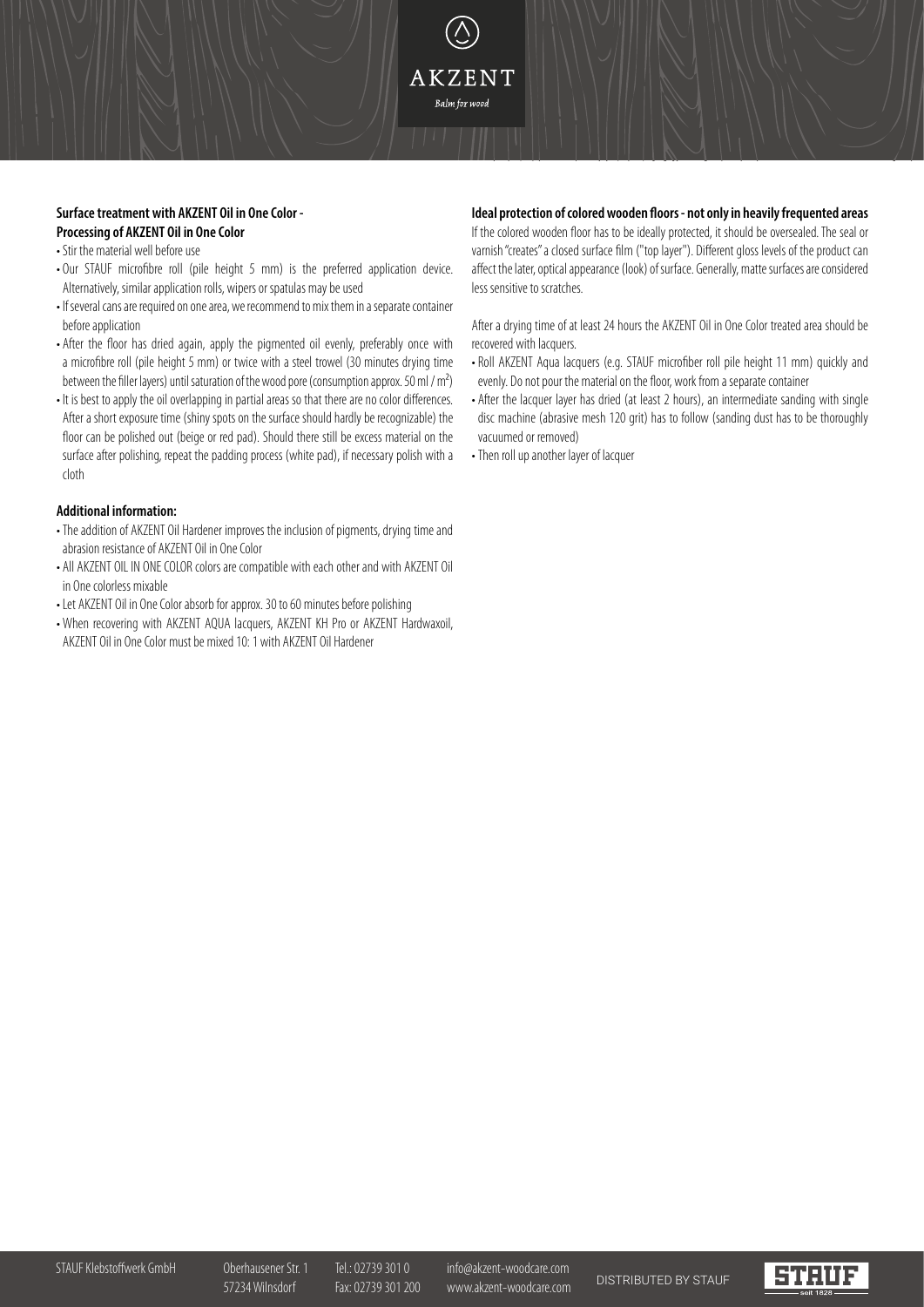**Surface treatment with AKZENT Oil in One Color - Processing of AKZENT Oil in One Color**

- Stir the material well before use
- Our STAUF microfibre roll (pile height 5 mm) is the preferred application device. Alternatively, similar application rolls, wipers or spatulas may be used
- If several cans are required on one area, we recommend to mix them in a separate container before application
- After the floor has dried again, apply the pigmented oil evenly, preferably once with a microfibre roll (pile height 5 mm) or twice with a steel trowel (30 minutes drying time between the filler layers) until saturation of the wood pore (consumption approx. 50 ml / m²)
- It is best to apply the oil overlapping in partial areas so that there are no color differences. After a short exposure time (shiny spots on the surface should hardly be recognizable) the floor can be polished out (beige or red pad). Should there still be excess material on the surface after polishing, repeat the padding process (white pad), if necessary polish with a cloth

**Additional information:**

- The addition of AKZENT Oil Hardener improves the inclusion of pigments, drying time and abrasion resistance of AKZENT Oil in One Color
- All AKZENT OIL IN ONE COLOR colors are compatible with each other and with AKZENT Oil in One colorless mixable
- Let AKZENT Oil in One Color absorb for approx. 30 to 60 minutes before polishing
- When recovering with AKZENT AQUA lacquers, AKZENT KH Pro or AKZENT Hardwaxoil, AKZENT Oil in One Color must be mixed 10: 1 with AKZENT Oil Hardener

**Ideal protection of colored wooden floors - not only in heavily frequented areas**

If the colored wooden floor has to be ideally protected, it should be oversealed. The seal or varnish "creates" a closed surface film ("top layer"). Different gloss levels of the product can affect the later, optical appearance (look) of surface. Generally, matte surfaces are considered less sensitive to scratches.

After a drying time of at least 24 hours the AKZENT Oil in One Color treated area should be recovered with lacquers.

- Roll AKZENT Aqua lacquers (e.g. STAUF microfiber roll pile height 11 mm) quickly and evenly. Do not pour the material on the floor, work from a separate container
- After the lacquer layer has dried (at least 2 hours), an intermediate sanding with single disc machine (abrasive mesh 120 grit) has to follow (sanding dust has to be thoroughly vacuumed or removed)
- Then roll up another layer of lacquer

STAUF Klebstoffwerk GmbH | Oberhausener Str. 1, 57234 Wilnsdorf | Tel.: 02739 301 0 | Fax: 02739 301 200 | info@akzent-woodcare.com | www.akzent-woodcare.com | DISTRIBUTED BY STAUF